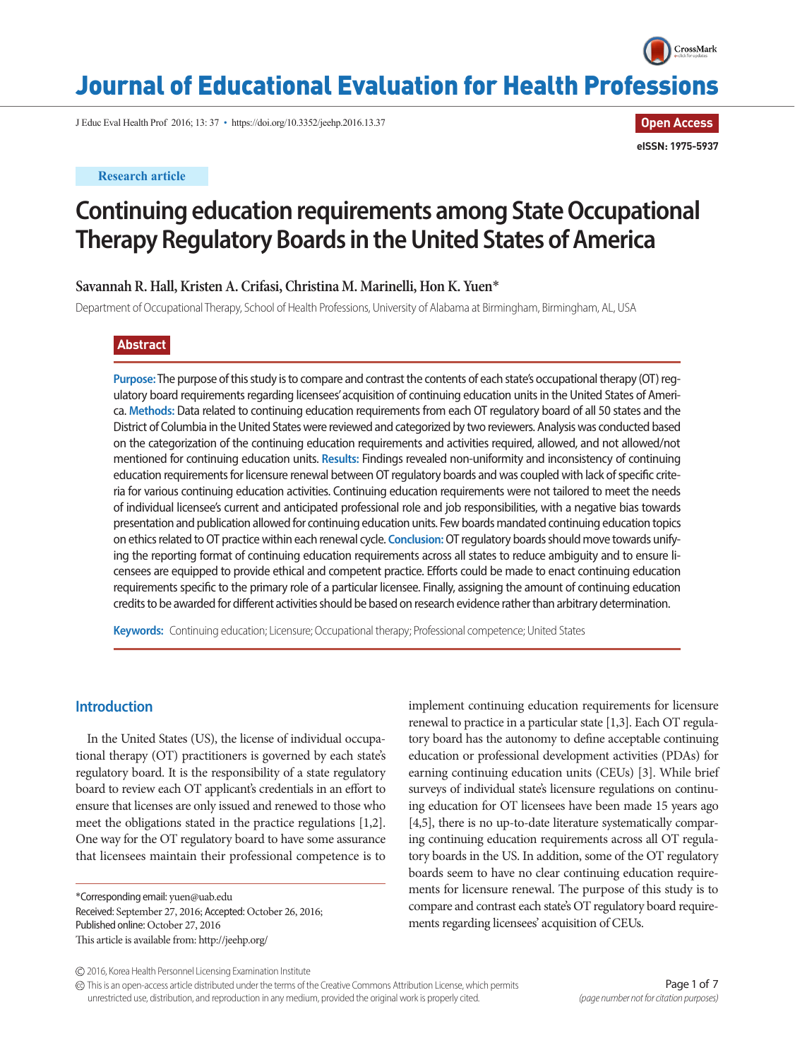Research article

# Continuing education requirements among State Occupational Therapy Regulatory Boards in the United States of America

**Savannah R. Hall, Kristen A. Crifasi, Christina M. Marinelli, Hon K. Yuen***

Department of Occupational Therapy, School of Health Professions, University of Alabama at Birmingham, Birmingham, AL, USA

## Abstract

**Purpose:** The purpose of this study is to compare and contrast the contents of each state's occupational therapy (OT) regulatory board requirements regarding licensees' acquisition of continuing education units in the United States of America. **Methods:** Data related to continuing education requirements from each OT regulatory board of all 50 states and the District of Columbia in the United States were reviewed and categorized by two reviewers. Analysis was conducted based on the categorization of the continuing education requirements and activities required, allowed, and not allowed/not mentioned for continuing education units. **Results:** Findings revealed non-uniformity and inconsistency of continuing education requirements for licensure renewal between OT regulatory boards and was coupled with lack of specific criteria for various continuing education activities. Continuing education requirements were not tailored to meet the needs of individual licensee's current and anticipated professional role and job responsibilities, with a negative bias towards presentation and publication allowed for continuing education units. Few boards mandated continuing education topics on ethics related to OT practice within each renewal cycle. **Conclusion:** OT regulatory boards should move towards unifying the reporting format of continuing education requirements across all states to reduce ambiguity and to ensure licensees are equipped to provide ethical and competent practice. Efforts could be made to enact continuing education requirements specific to the primary role of a particular licensee. Finally, assigning the amount of continuing education credits to be awarded for different activities should be based on research evidence rather than arbitrary determination.

**Keywords:** Continuing education; Licensure; Occupational therapy; Professional competence; United States

## Introduction

In the United States (US), the license of individual occupational therapy (OT) practitioners is governed by each state's regulatory board. It is the responsibility of a state regulatory board to review each OT applicant's credentials in an effort to ensure that licenses are only issued and renewed to those who meet the obligations stated in the practice regulations [1,2]. One way for the OT regulatory board to have some assurance that licensees maintain their professional competence is to implement continuing education requirements for licensure renewal to practice in a particular state [1,3]. Each OT regulatory board has the autonomy to define acceptable continuing education or professional development activities (PDAs) for earning continuing education units (CEUs) [3]. While brief surveys of individual state's licensure regulations on continuing education for OT licensees have been made 15 years ago [4,5], there is no up-to-date literature systematically comparing continuing education requirements across all OT regulatory boards in the US. In addition, some of the OT regulatory boards seem to have no clear continuing education requirements for licensure renewal. The purpose of this study is to compare and contrast each state's OT regulatory board requirements regarding licensees' acquisition of CEUs.

*Corresponding email: yuen@uab.edu
Received: September 27, 2016; Accepted: October 26, 2016;
Published online: October 27, 2016
This article is available from: http://jeehp.org/

© 2016, Korea Health Personnel Licensing Examination Institute
This is an open-access article distributed under the terms of the Creative Commons Attribution License, which permits unrestricted use, distribution, and reproduction in any medium, provided the original work is properly cited.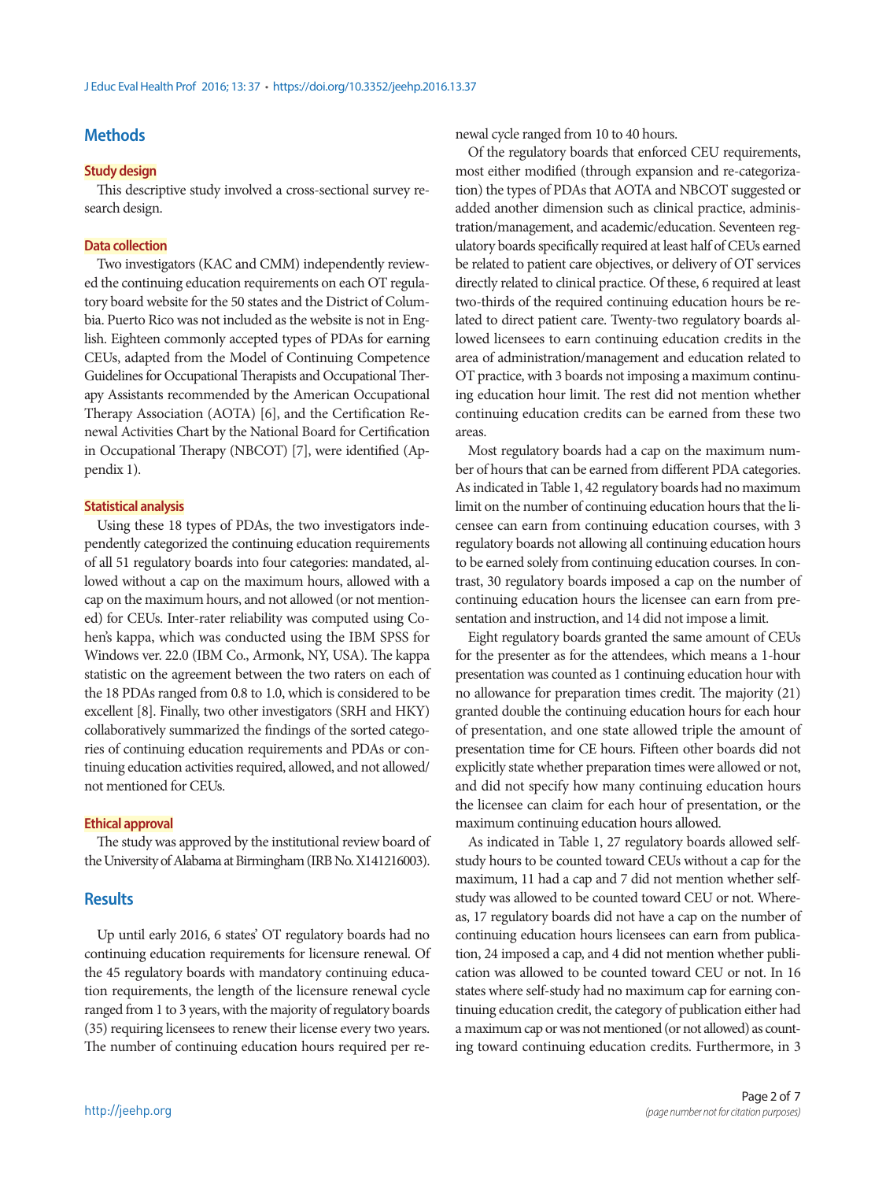## Methods

### Study design

This descriptive study involved a cross-sectional survey research design.

### Data collection

Two investigators (KAC and CMM) independently reviewed the continuing education requirements on each OT regulatory board website for the 50 states and the District of Columbia. Puerto Rico was not included as the website is not in English. Eighteen commonly accepted types of PDAs for earning CEUs, adapted from the Model of Continuing Competence Guidelines for Occupational Therapists and Occupational Therapy Assistants recommended by the American Occupational Therapy Association (AOTA) [6], and the Certification Renewal Activities Chart by the National Board for Certification in Occupational Therapy (NBCOT) [7], were identified (Appendix 1).

### Statistical analysis

Using these 18 types of PDAs, the two investigators independently categorized the continuing education requirements of all 51 regulatory boards into four categories: mandated, allowed without a cap on the maximum hours, allowed with a cap on the maximum hours, and not allowed (or not mentioned) for CEUs. Inter-rater reliability was computed using Cohen's kappa, which was conducted using the IBM SPSS for Windows ver. 22.0 (IBM Co., Armonk, NY, USA). The kappa statistic on the agreement between the two raters on each of the 18 PDAs ranged from 0.8 to 1.0, which is considered to be excellent [8]. Finally, two other investigators (SRH and HKY) collaboratively summarized the findings of the sorted categories of continuing education requirements and PDAs or continuing education activities required, allowed, and not allowed/not mentioned for CEUs.

### Ethical approval

The study was approved by the institutional review board of the University of Alabama at Birmingham (IRB No. X141216003).

## Results

Up until early 2016, 6 states' OT regulatory boards had no continuing education requirements for licensure renewal. Of the 45 regulatory boards with mandatory continuing education requirements, the length of the licensure renewal cycle ranged from 1 to 3 years, with the majority of regulatory boards (35) requiring licensees to renew their license every two years. The number of continuing education hours required per renewal cycle ranged from 10 to 40 hours.

Of the regulatory boards that enforced CEU requirements, most either modified (through expansion and re-categorization) the types of PDAs that AOTA and NBCOT suggested or added another dimension such as clinical practice, administration/management, and academic/education. Seventeen regulatory boards specifically required at least half of CEUs earned be related to patient care objectives, or delivery of OT services directly related to clinical practice. Of these, 6 required at least two-thirds of the required continuing education hours be related to direct patient care. Twenty-two regulatory boards allowed licensees to earn continuing education credits in the area of administration/management and education related to OT practice, with 3 boards not imposing a maximum continuing education hour limit. The rest did not mention whether continuing education credits can be earned from these two areas.

Most regulatory boards had a cap on the maximum number of hours that can be earned from different PDA categories. As indicated in Table 1, 42 regulatory boards had no maximum limit on the number of continuing education hours that the licensee can earn from continuing education courses, with 3 regulatory boards not allowing all continuing education hours to be earned solely from continuing education courses. In contrast, 30 regulatory boards imposed a cap on the number of continuing education hours the licensee can earn from presentation and instruction, and 14 did not impose a limit.

Eight regulatory boards granted the same amount of CEUs for the presenter as for the attendees, which means a 1-hour presentation was counted as 1 continuing education hour with no allowance for preparation times credit. The majority (21) granted double the continuing education hours for each hour of presentation, and one state allowed triple the amount of presentation time for CE hours. Fifteen other boards did not explicitly state whether preparation times were allowed or not, and did not specify how many continuing education hours the licensee can claim for each hour of presentation, or the maximum continuing education hours allowed.

As indicated in Table 1, 27 regulatory boards allowed self-study hours to be counted toward CEUs without a cap for the maximum, 11 had a cap and 7 did not mention whether self-study was allowed to be counted toward CEU or not. Whereas, 17 regulatory boards did not have a cap on the number of continuing education hours licensees can earn from publication, 24 imposed a cap, and 4 did not mention whether publication was allowed to be counted toward CEU or not. In 16 states where self-study had no maximum cap for earning continuing education credit, the category of publication either had a maximum cap or was not mentioned (or not allowed) as counting toward continuing education credits. Furthermore, in 3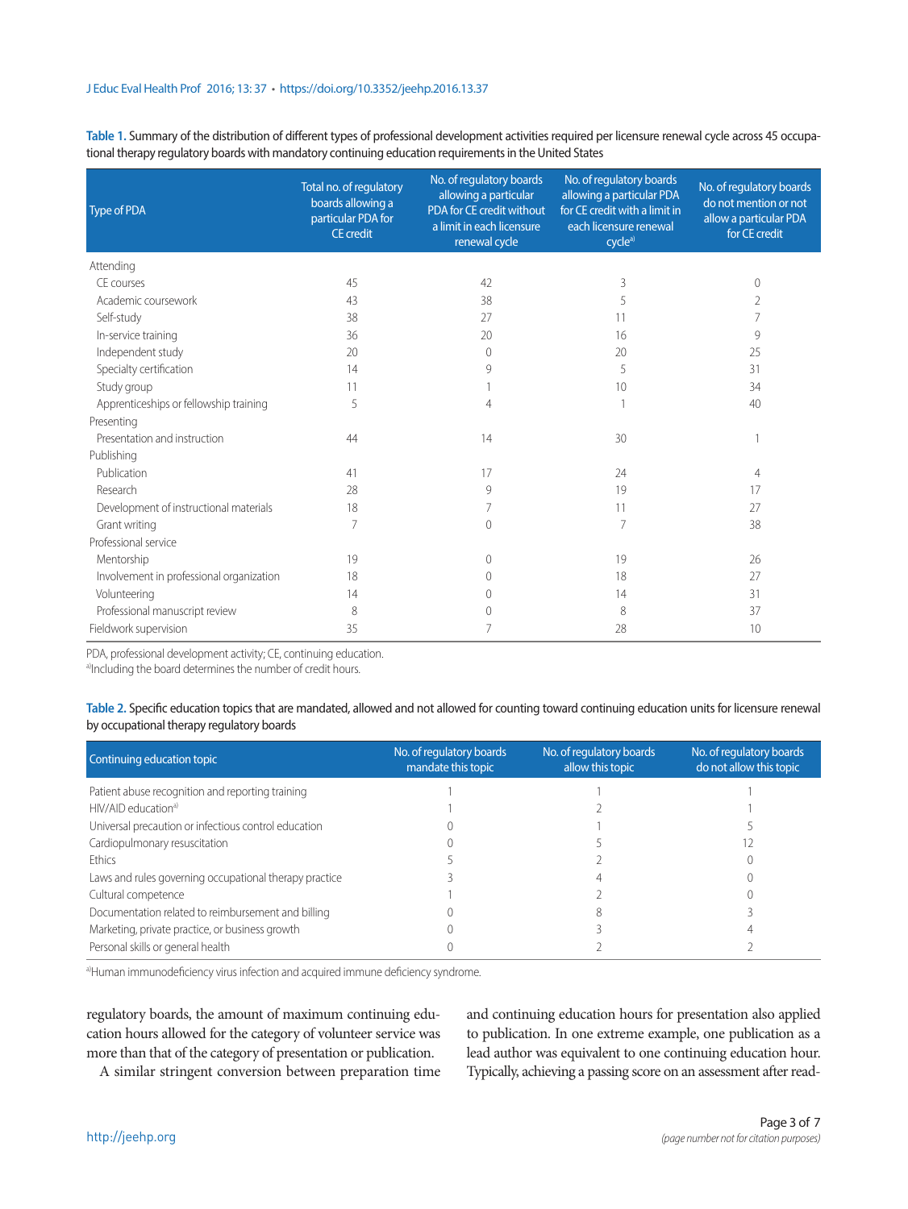**Table 1.** Summary of the distribution of different types of professional development activities required per licensure renewal cycle across 45 occupational therapy regulatory boards with mandatory continuing education requirements in the United States

| Type of PDA | Total no. of regulatory boards allowing a particular PDA for CE credit | No. of regulatory boards allowing a particular PDA for CE credit without a limit in each licensure renewal cycle | No. of regulatory boards allowing a particular PDA for CE credit with a limit in each licensure renewal cycle[a] | No. of regulatory boards do not mention or not allow a particular PDA for CE credit |
|---|---|---|---|---|
| Attending | | | | |
| CE courses | 45 | 42 | 3 | 0 |
| Academic coursework | 43 | 38 | 5 | 2 |
| Self-study | 38 | 27 | 11 | 7 |
| In-service training | 36 | 20 | 16 | 9 |
| Independent study | 20 | 0 | 20 | 25 |
| Specialty certification | 14 | 9 | 5 | 31 |
| Study group | 11 | 1 | 10 | 34 |
| Apprenticeships or fellowship training | 5 | 4 | 1 | 40 |
| Presenting | | | | |
| Presentation and instruction | 44 | 14 | 30 | 1 |
| Publishing | | | | |
| Publication | 41 | 17 | 24 | 4 |
| Research | 28 | 9 | 19 | 17 |
| Development of instructional materials | 18 | 7 | 11 | 27 |
| Grant writing | 7 | 0 | 7 | 38 |
| Professional service | | | | |
| Mentorship | 19 | 0 | 19 | 26 |
| Involvement in professional organization | 18 | 0 | 18 | 27 |
| Volunteering | 14 | 0 | 14 | 31 |
| Professional manuscript review | 8 | 0 | 8 | 37 |
| Fieldwork supervision | 35 | 7 | 28 | 10 |

PDA, professional development activity; CE, continuing education.
[a]Including the board determines the number of credit hours.

**Table 2.** Specific education topics that are mandated, allowed and not allowed for counting toward continuing education units for licensure renewal by occupational therapy regulatory boards

| Continuing education topic | No. of regulatory boards mandate this topic | No. of regulatory boards allow this topic | No. of regulatory boards do not allow this topic |
|---|---|---|---|
| Patient abuse recognition and reporting training | 1 | 1 | 1 |
| HIV/AID education[a] | 1 | 2 | 1 |
| Universal precaution or infectious control education | 0 | 1 | 5 |
| Cardiopulmonary resuscitation | 0 | 5 | 12 |
| Ethics | 5 | 2 | 0 |
| Laws and rules governing occupational therapy practice | 3 | 4 | 0 |
| Cultural competence | 1 | 2 | 0 |
| Documentation related to reimbursement and billing | 0 | 8 | 3 |
| Marketing, private practice, or business growth | 0 | 3 | 4 |
| Personal skills or general health | 0 | 2 | 2 |

[a]Human immunodeficiency virus infection and acquired immune deficiency syndrome.

regulatory boards, the amount of maximum continuing education hours allowed for the category of volunteer service was more than that of the category of presentation or publication.

A similar stringent conversion between preparation time and continuing education hours for presentation also applied to publication. In one extreme example, one publication as a lead author was equivalent to one continuing education hour. Typically, achieving a passing score on an assessment after read-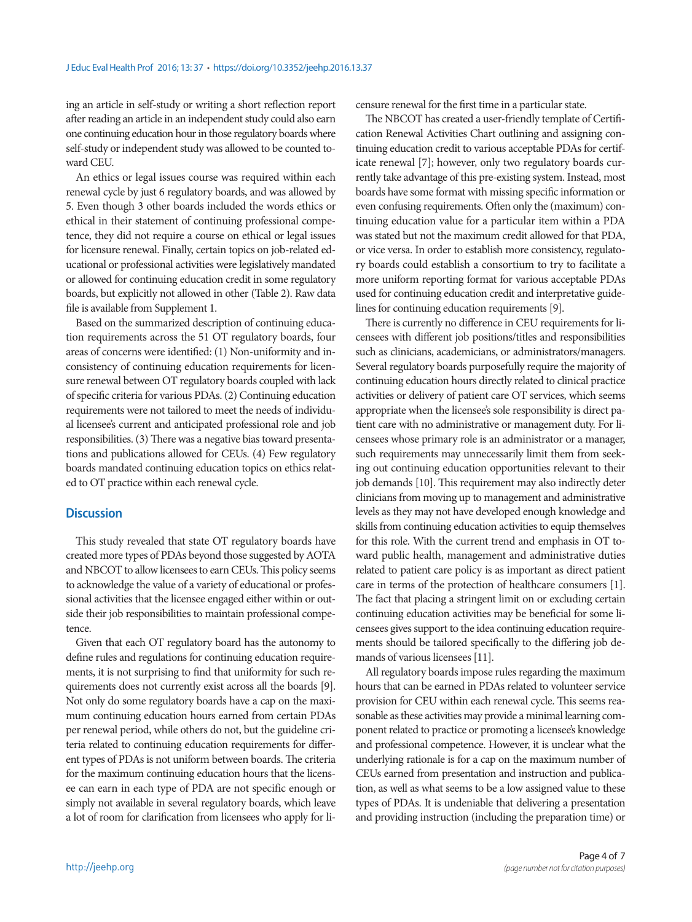ing an article in self-study or writing a short reflection report after reading an article in an independent study could also earn one continuing education hour in those regulatory boards where self-study or independent study was allowed to be counted toward CEU.

An ethics or legal issues course was required within each renewal cycle by just 6 regulatory boards, and was allowed by 5. Even though 3 other boards included the words ethics or ethical in their statement of continuing professional competence, they did not require a course on ethical or legal issues for licensure renewal. Finally, certain topics on job-related educational or professional activities were legislatively mandated or allowed for continuing education credit in some regulatory boards, but explicitly not allowed in other (Table 2). Raw data file is available from Supplement 1.

Based on the summarized description of continuing education requirements across the 51 OT regulatory boards, four areas of concerns were identified: (1) Non-uniformity and inconsistency of continuing education requirements for licensure renewal between OT regulatory boards coupled with lack of specific criteria for various PDAs. (2) Continuing education requirements were not tailored to meet the needs of individual licensee's current and anticipated professional role and job responsibilities. (3) There was a negative bias toward presentations and publications allowed for CEUs. (4) Few regulatory boards mandated continuing education topics on ethics related to OT practice within each renewal cycle.

## Discussion

This study revealed that state OT regulatory boards have created more types of PDAs beyond those suggested by AOTA and NBCOT to allow licensees to earn CEUs. This policy seems to acknowledge the value of a variety of educational or professional activities that the licensee engaged either within or outside their job responsibilities to maintain professional competence.

Given that each OT regulatory board has the autonomy to define rules and regulations for continuing education requirements, it is not surprising to find that uniformity for such requirements does not currently exist across all the boards [9]. Not only do some regulatory boards have a cap on the maximum continuing education hours earned from certain PDAs per renewal period, while others do not, but the guideline criteria related to continuing education requirements for different types of PDAs is not uniform between boards. The criteria for the maximum continuing education hours that the licensee can earn in each type of PDA are not specific enough or simply not available in several regulatory boards, which leave a lot of room for clarification from licensees who apply for licensure renewal for the first time in a particular state.

The NBCOT has created a user-friendly template of Certification Renewal Activities Chart outlining and assigning continuing education credit to various acceptable PDAs for certificate renewal [7]; however, only two regulatory boards currently take advantage of this pre-existing system. Instead, most boards have some format with missing specific information or even confusing requirements. Often only the (maximum) continuing education value for a particular item within a PDA was stated but not the maximum credit allowed for that PDA, or vice versa. In order to establish more consistency, regulatory boards could establish a consortium to try to facilitate a more uniform reporting format for various acceptable PDAs used for continuing education credit and interpretative guidelines for continuing education requirements [9].

There is currently no difference in CEU requirements for licensees with different job positions/titles and responsibilities such as clinicians, academicians, or administrators/managers. Several regulatory boards purposefully require the majority of continuing education hours directly related to clinical practice activities or delivery of patient care OT services, which seems appropriate when the licensee's sole responsibility is direct patient care with no administrative or management duty. For licensees whose primary role is an administrator or a manager, such requirements may unnecessarily limit them from seeking out continuing education opportunities relevant to their job demands [10]. This requirement may also indirectly deter clinicians from moving up to management and administrative levels as they may not have developed enough knowledge and skills from continuing education activities to equip themselves for this role. With the current trend and emphasis in OT toward public health, management and administrative duties related to patient care policy is as important as direct patient care in terms of the protection of healthcare consumers [1]. The fact that placing a stringent limit on or excluding certain continuing education activities may be beneficial for some licensees gives support to the idea continuing education requirements should be tailored specifically to the differing job demands of various licensees [11].

All regulatory boards impose rules regarding the maximum hours that can be earned in PDAs related to volunteer service provision for CEU within each renewal cycle. This seems reasonable as these activities may provide a minimal learning component related to practice or promoting a licensee's knowledge and professional competence. However, it is unclear what the underlying rationale is for a cap on the maximum number of CEUs earned from presentation and instruction and publication, as well as what seems to be a low assigned value to these types of PDAs. It is undeniable that delivering a presentation and providing instruction (including the preparation time) or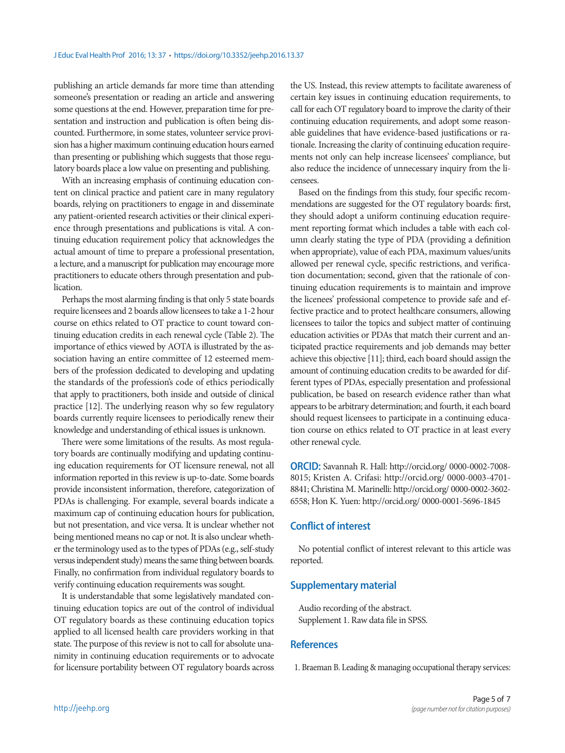publishing an article demands far more time than attending someone's presentation or reading an article and answering some questions at the end. However, preparation time for presentation and instruction and publication is often being discounted. Furthermore, in some states, volunteer service provision has a higher maximum continuing education hours earned than presenting or publishing which suggests that those regulatory boards place a low value on presenting and publishing.

With an increasing emphasis of continuing education content on clinical practice and patient care in many regulatory boards, relying on practitioners to engage in and disseminate any patient-oriented research activities or their clinical experience through presentations and publications is vital. A continuing education requirement policy that acknowledges the actual amount of time to prepare a professional presentation, a lecture, and a manuscript for publication may encourage more practitioners to educate others through presentation and publication.

Perhaps the most alarming finding is that only 5 state boards require licensees and 2 boards allow licensees to take a 1-2 hour course on ethics related to OT practice to count toward continuing education credits in each renewal cycle (Table 2). The importance of ethics viewed by AOTA is illustrated by the association having an entire committee of 12 esteemed members of the profession dedicated to developing and updating the standards of the profession's code of ethics periodically that apply to practitioners, both inside and outside of clinical practice [12]. The underlying reason why so few regulatory boards currently require licensees to periodically renew their knowledge and understanding of ethical issues is unknown.

There were some limitations of the results. As most regulatory boards are continually modifying and updating continuing education requirements for OT licensure renewal, not all information reported in this review is up-to-date. Some boards provide inconsistent information, therefore, categorization of PDAs is challenging. For example, several boards indicate a maximum cap of continuing education hours for publication, but not presentation, and vice versa. It is unclear whether not being mentioned means no cap or not. It is also unclear whether the terminology used as to the types of PDAs (e.g., self-study versus independent study) means the same thing between boards. Finally, no confirmation from individual regulatory boards to verify continuing education requirements was sought.

It is understandable that some legislatively mandated continuing education topics are out of the control of individual OT regulatory boards as these continuing education topics applied to all licensed health care providers working in that state. The purpose of this review is not to call for absolute unanimity in continuing education requirements or to advocate for licensure portability between OT regulatory boards across the US. Instead, this review attempts to facilitate awareness of certain key issues in continuing education requirements, to call for each OT regulatory board to improve the clarity of their continuing education requirements, and adopt some reasonable guidelines that have evidence-based justifications or rationale. Increasing the clarity of continuing education requirements not only can help increase licensees' compliance, but also reduce the incidence of unnecessary inquiry from the licensees.

Based on the findings from this study, four specific recommendations are suggested for the OT regulatory boards: first, they should adopt a uniform continuing education requirement reporting format which includes a table with each column clearly stating the type of PDA (providing a definition when appropriate), value of each PDA, maximum values/units allowed per renewal cycle, specific restrictions, and verification documentation; second, given that the rationale of continuing education requirements is to maintain and improve the licenees' professional competence to provide safe and effective practice and to protect healthcare consumers, allowing licensees to tailor the topics and subject matter of continuing education activities or PDAs that match their current and anticipated practice requirements and job demands may better achieve this objective [11]; third, each board should assign the amount of continuing education credits to be awarded for different types of PDAs, especially presentation and professional publication, be based on research evidence rather than what appears to be arbitrary determination; and fourth, it each board should request licensees to participate in a continuing education course on ethics related to OT practice in at least every other renewal cycle.

**ORCID:** Savannah R. Hall: http://orcid.org/ 0000-0002-7008-8015; Kristen A. Crifasi: http://orcid.org/ 0000-0003-4701-8841; Christina M. Marinelli: http://orcid.org/ 0000-0002-3602-6558; Hon K. Yuen: http://orcid.org/ 0000-0001-5696-1845

## Conflict of interest

No potential conflict of interest relevant to this article was reported.

## Supplementary material

Audio recording of the abstract.
Supplement 1. Raw data file in SPSS.

## References

1. Braeman B. Leading & managing occupational therapy services: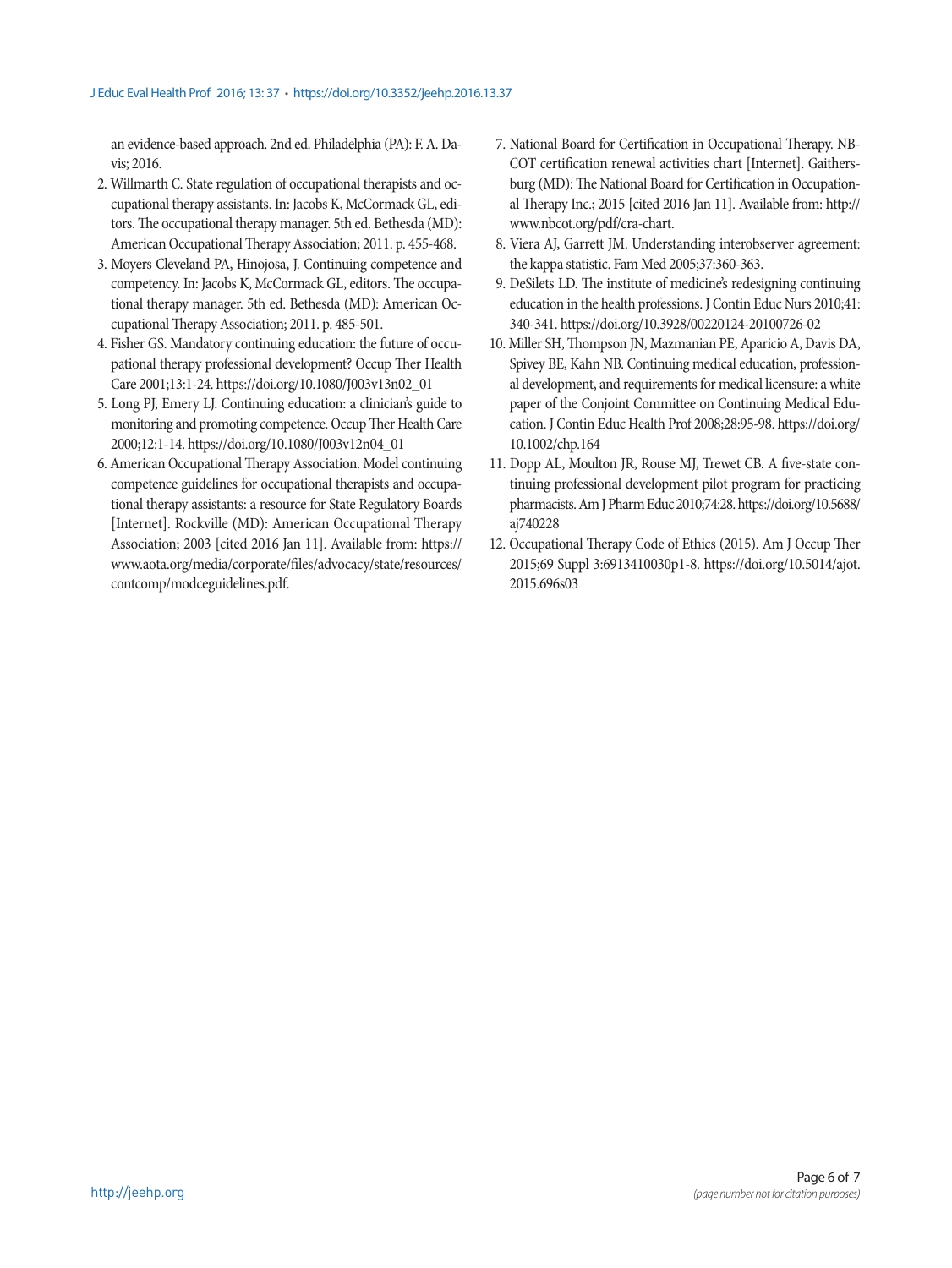an evidence-based approach. 2nd ed. Philadelphia (PA): F. A. Davis; 2016.

2. Willmarth C. State regulation of occupational therapists and occupational therapy assistants. In: Jacobs K, McCormack GL, editors. The occupational therapy manager. 5th ed. Bethesda (MD): American Occupational Therapy Association; 2011. p. 455-468.
3. Moyers Cleveland PA, Hinojosa, J. Continuing competence and competency. In: Jacobs K, McCormack GL, editors. The occupational therapy manager. 5th ed. Bethesda (MD): American Occupational Therapy Association; 2011. p. 485-501.
4. Fisher GS. Mandatory continuing education: the future of occupational therapy professional development? Occup Ther Health Care 2001;13:1-24. https://doi.org/10.1080/J003v13n02_01
5. Long PJ, Emery LJ. Continuing education: a clinician's guide to monitoring and promoting competence. Occup Ther Health Care 2000;12:1-14. https://doi.org/10.1080/J003v12n04_01
6. American Occupational Therapy Association. Model continuing competence guidelines for occupational therapists and occupational therapy assistants: a resource for State Regulatory Boards [Internet]. Rockville (MD): American Occupational Therapy Association; 2003 [cited 2016 Jan 11]. Available from: https://www.aota.org/media/corporate/files/advocacy/state/resources/contcomp/modceguidelines.pdf.
7. National Board for Certification in Occupational Therapy. NBCOT certification renewal activities chart [Internet]. Gaithersburg (MD): The National Board for Certification in Occupational Therapy Inc.; 2015 [cited 2016 Jan 11]. Available from: http://www.nbcot.org/pdf/cra-chart.
8. Viera AJ, Garrett JM. Understanding interobserver agreement: the kappa statistic. Fam Med 2005;37:360-363.
9. DeSilets LD. The institute of medicine's redesigning continuing education in the health professions. J Contin Educ Nurs 2010;41:340-341. https://doi.org/10.3928/00220124-20100726-02
10. Miller SH, Thompson JN, Mazmanian PE, Aparicio A, Davis DA, Spivey BE, Kahn NB. Continuing medical education, professional development, and requirements for medical licensure: a white paper of the Conjoint Committee on Continuing Medical Education. J Contin Educ Health Prof 2008;28:95-98. https://doi.org/10.1002/chp.164
11. Dopp AL, Moulton JR, Rouse MJ, Trewet CB. A five-state continuing professional development pilot program for practicing pharmacists. Am J Pharm Educ 2010;74:28. https://doi.org/10.5688/aj740228
12. Occupational Therapy Code of Ethics (2015). Am J Occup Ther 2015;69 Suppl 3:6913410030p1-8. https://doi.org/10.5014/ajot.2015.696s03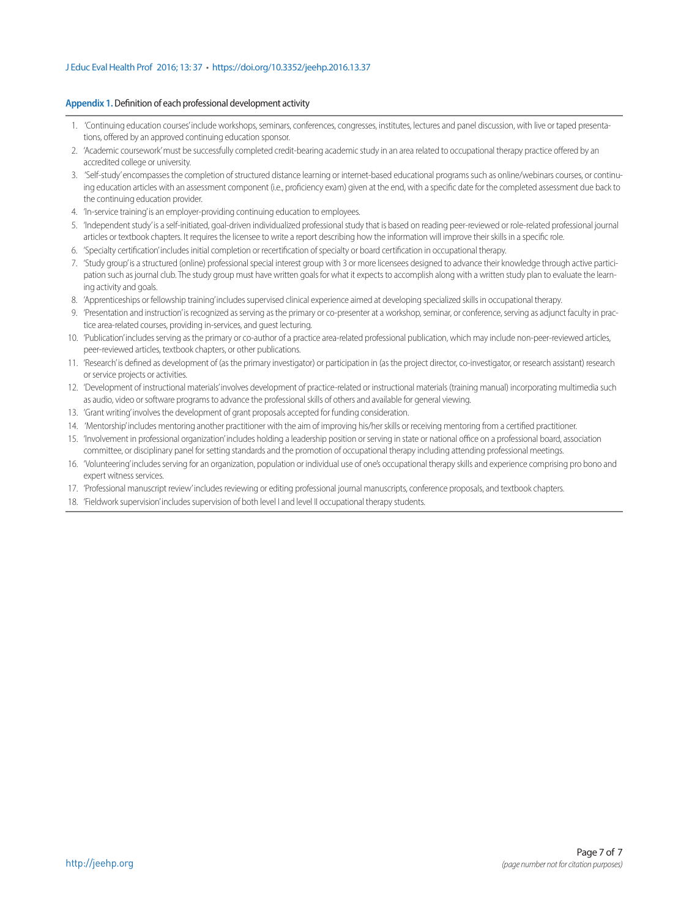**Appendix 1.** Definition of each professional development activity

1. 'Continuing education courses' include workshops, seminars, conferences, congresses, institutes, lectures and panel discussion, with live or taped presentations, offered by an approved continuing education sponsor.
2. 'Academic coursework' must be successfully completed credit-bearing academic study in an area related to occupational therapy practice offered by an accredited college or university.
3. 'Self-study' encompasses the completion of structured distance learning or internet-based educational programs such as online/webinars courses, or continuing education articles with an assessment component (i.e., proficiency exam) given at the end, with a specific date for the completed assessment due back to the continuing education provider.
4. 'In-service training' is an employer-providing continuing education to employees.
5. 'Independent study' is a self-initiated, goal-driven individualized professional study that is based on reading peer-reviewed or role-related professional journal articles or textbook chapters. It requires the licensee to write a report describing how the information will improve their skills in a specific role.
6. 'Specialty certification' includes initial completion or recertification of specialty or board certification in occupational therapy.
7. 'Study group' is a structured (online) professional special interest group with 3 or more licensees designed to advance their knowledge through active participation such as journal club. The study group must have written goals for what it expects to accomplish along with a written study plan to evaluate the learning activity and goals.
8. 'Apprenticeships or fellowship training' includes supervised clinical experience aimed at developing specialized skills in occupational therapy.
9. 'Presentation and instruction' is recognized as serving as the primary or co-presenter at a workshop, seminar, or conference, serving as adjunct faculty in practice area-related courses, providing in-services, and guest lecturing.
10. 'Publication' includes serving as the primary or co-author of a practice area-related professional publication, which may include non-peer-reviewed articles, peer-reviewed articles, textbook chapters, or other publications.
11. 'Research' is defined as development of (as the primary investigator) or participation in (as the project director, co-investigator, or research assistant) research or service projects or activities.
12. 'Development of instructional materials' involves development of practice-related or instructional materials (training manual) incorporating multimedia such as audio, video or software programs to advance the professional skills of others and available for general viewing.
13. 'Grant writing' involves the development of grant proposals accepted for funding consideration.
14. 'Mentorship' includes mentoring another practitioner with the aim of improving his/her skills or receiving mentoring from a certified practitioner.
15. 'Involvement in professional organization' includes holding a leadership position or serving in state or national office on a professional board, association committee, or disciplinary panel for setting standards and the promotion of occupational therapy including attending professional meetings.
16. 'Volunteering' includes serving for an organization, population or individual use of one's occupational therapy skills and experience comprising pro bono and expert witness services.
17. 'Professional manuscript review' includes reviewing or editing professional journal manuscripts, conference proposals, and textbook chapters.
18. 'Fieldwork supervision' includes supervision of both level I and level II occupational therapy students.